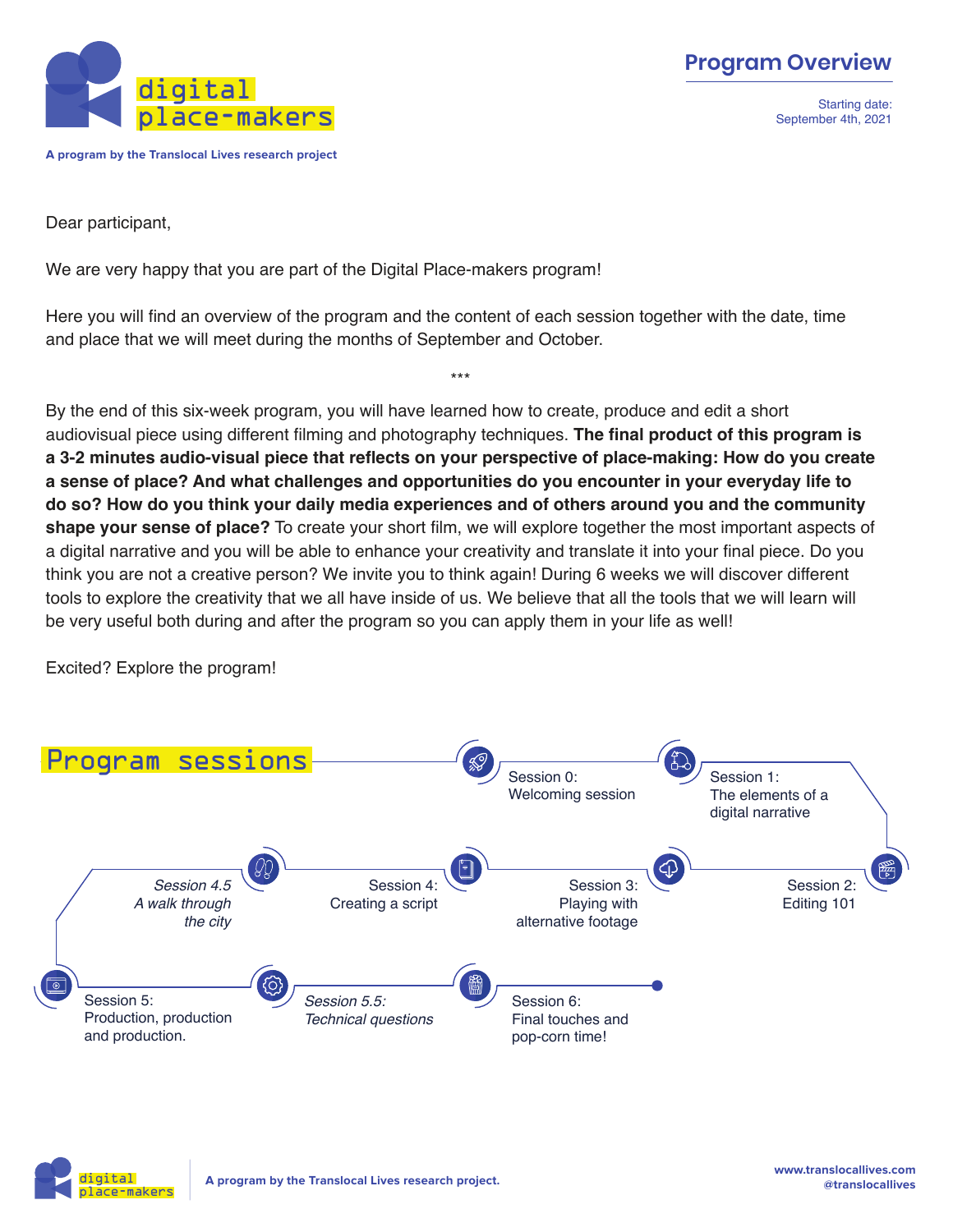# digital place-makers

A program by the Translocal Lives research project

## Program Overview

Starting date:
September 4th, 2021

Dear participant,

We are very happy that you are part of the Digital Place-makers program!

Here you will find an overview of the program and the content of each session together with the date, time and place that we will meet during the months of September and October.

\*\*\*

By the end of this six-week program, you will have learned how to create, produce and edit a short audiovisual piece using different filming and photography techniques. **The final product of this program is a 3-2 minutes audio-visual piece that reflects on your perspective of place-making: How do you create a sense of place? And what challenges and opportunities do you encounter in your everyday life to do so? How do you think your daily media experiences and of others around you and the community shape your sense of place?** To create your short film, we will explore together the most important aspects of a digital narrative and you will be able to enhance your creativity and translate it into your final piece. Do you think you are not a creative person? We invite you to think again! During 6 weeks we will discover different tools to explore the creativity that we all have inside of us. We believe that all the tools that we will learn will be very useful both during and after the program so you can apply them in your life as well!

Excited? Explore the program!

## Program sessions

- Session 0: Welcoming session
- Session 1: The elements of a digital narrative
- Session 2: Editing 101
- Session 3: Playing with alternative footage
- Session 4: Creating a script
- *Session 4.5 A walk through the city*
- Session 5: Production, production and production.
- *Session 5.5: Technical questions*
- Session 6: Final touches and pop-corn time!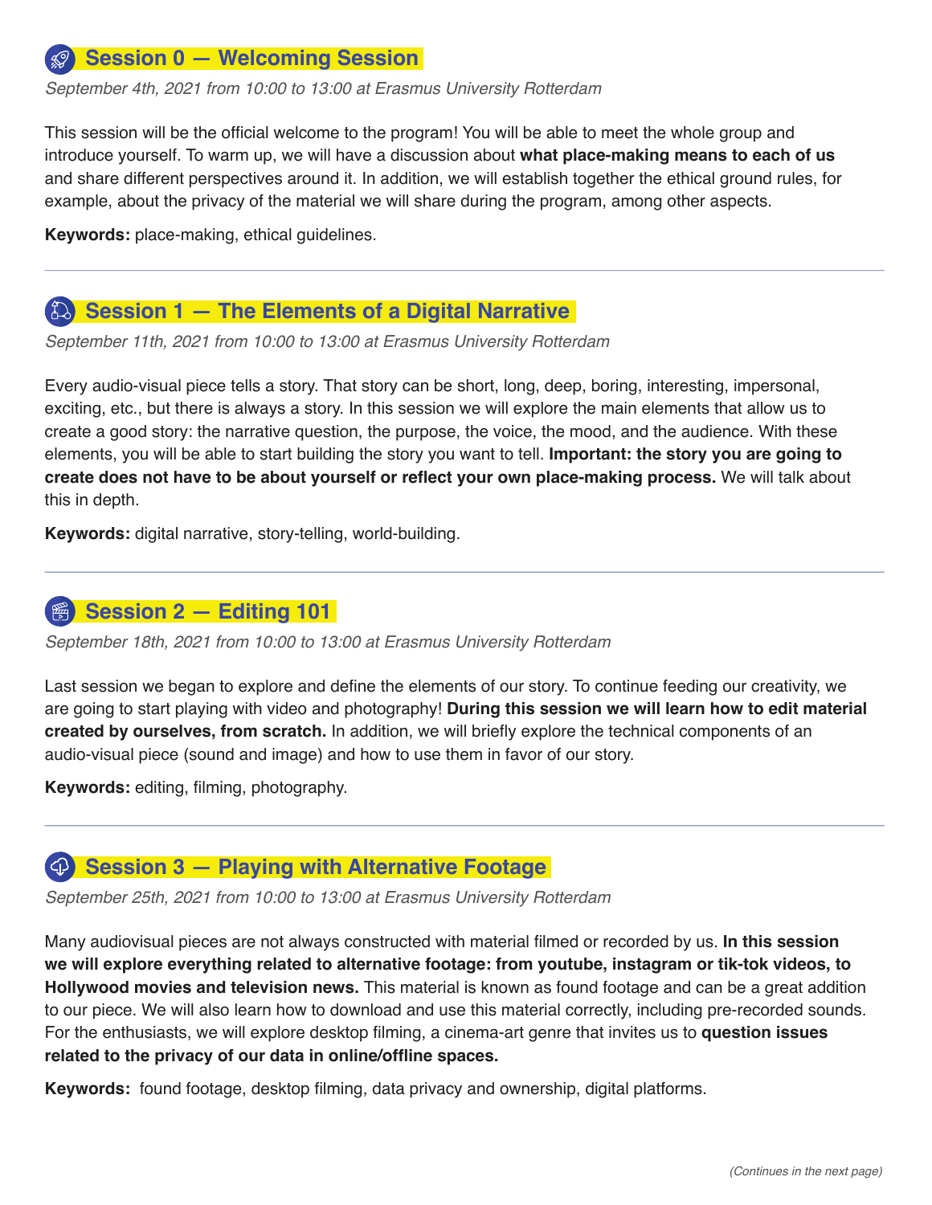## Session 0 — Welcoming Session

*September 4th, 2021 from 10:00 to 13:00 at Erasmus University Rotterdam*

This session will be the official welcome to the program! You will be able to meet the whole group and introduce yourself. To warm up, we will have a discussion about **what place-making means to each of us** and share different perspectives around it. In addition, we will establish together the ethical ground rules, for example, about the privacy of the material we will share during the program, among other aspects.

**Keywords:** place-making, ethical guidelines.

---

## Session 1 — The Elements of a Digital Narrative

*September 11th, 2021 from 10:00 to 13:00 at Erasmus University Rotterdam*

Every audio-visual piece tells a story. That story can be short, long, deep, boring, interesting, impersonal, exciting, etc., but there is always a story. In this session we will explore the main elements that allow us to create a good story: the narrative question, the purpose, the voice, the mood, and the audience. With these elements, you will be able to start building the story you want to tell. **Important: the story you are going to create does not have to be about yourself or reflect your own place-making process.** We will talk about this in depth.

**Keywords:** digital narrative, story-telling, world-building.

---

## Session 2 — Editing 101

*September 18th, 2021 from 10:00 to 13:00 at Erasmus University Rotterdam*

Last session we began to explore and define the elements of our story. To continue feeding our creativity, we are going to start playing with video and photography! **During this session we will learn how to edit material created by ourselves, from scratch.** In addition, we will briefly explore the technical components of an audio-visual piece (sound and image) and how to use them in favor of our story.

**Keywords:** editing, filming, photography.

---

## Session 3 — Playing with Alternative Footage

*September 25th, 2021 from 10:00 to 13:00 at Erasmus University Rotterdam*

Many audiovisual pieces are not always constructed with material filmed or recorded by us. **In this session we will explore everything related to alternative footage: from youtube, instagram or tik-tok videos, to Hollywood movies and television news.** This material is known as found footage and can be a great addition to our piece. We will also learn how to download and use this material correctly, including pre-recorded sounds. For the enthusiasts, we will explore desktop filming, a cinema-art genre that invites us to **question issues related to the privacy of our data in online/offline spaces.**

**Keywords:** found footage, desktop filming, data privacy and ownership, digital platforms.

*(Continues in the next page)*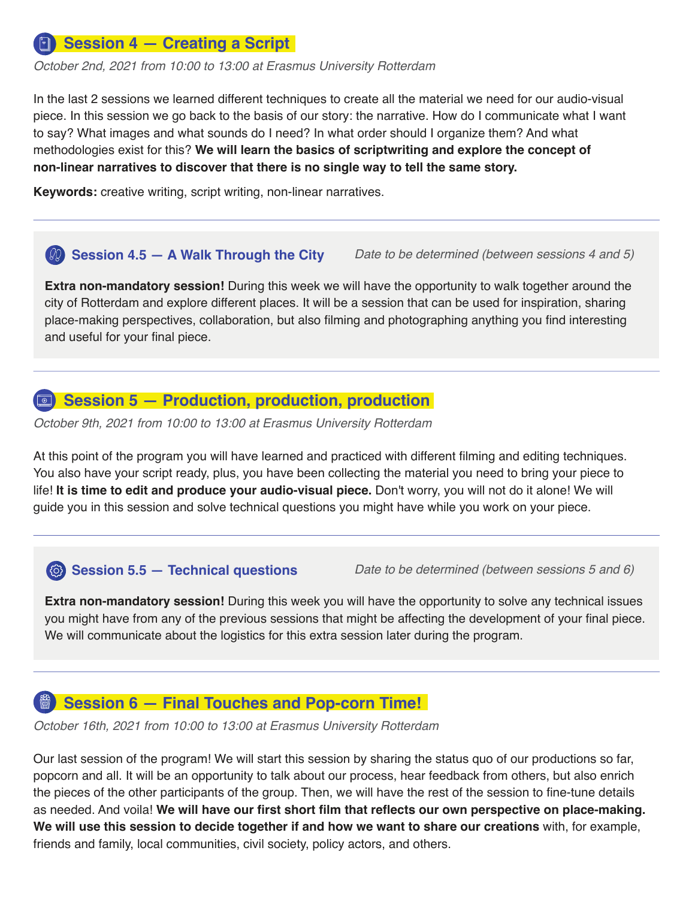## Session 4 — Creating a Script

*October 2nd, 2021 from 10:00 to 13:00 at Erasmus University Rotterdam*

In the last 2 sessions we learned different techniques to create all the material we need for our audio-visual piece. In this session we go back to the basis of our story: the narrative. How do I communicate what I want to say? What images and what sounds do I need? In what order should I organize them? And what methodologies exist for this? **We will learn the basics of scriptwriting and explore the concept of non-linear narratives to discover that there is no single way to tell the same story.**

**Keywords:** creative writing, script writing, non-linear narratives.

---

### Session 4.5 — A Walk Through the City

*Date to be determined (between sessions 4 and 5)*

**Extra non-mandatory session!** During this week we will have the opportunity to walk together around the city of Rotterdam and explore different places. It will be a session that can be used for inspiration, sharing place-making perspectives, collaboration, but also filming and photographing anything you find interesting and useful for your final piece.

---

## Session 5 — Production, production, production

*October 9th, 2021 from 10:00 to 13:00 at Erasmus University Rotterdam*

At this point of the program you will have learned and practiced with different filming and editing techniques. You also have your script ready, plus, you have been collecting the material you need to bring your piece to life! **It is time to edit and produce your audio-visual piece.** Don't worry, you will not do it alone! We will guide you in this session and solve technical questions you might have while you work on your piece.

---

### Session 5.5 — Technical questions

*Date to be determined (between sessions 5 and 6)*

**Extra non-mandatory session!** During this week you will have the opportunity to solve any technical issues you might have from any of the previous sessions that might be affecting the development of your final piece. We will communicate about the logistics for this extra session later during the program.

---

## Session 6 — Final Touches and Pop-corn Time!

*October 16th, 2021 from 10:00 to 13:00 at Erasmus University Rotterdam*

Our last session of the program! We will start this session by sharing the status quo of our productions so far, popcorn and all. It will be an opportunity to talk about our process, hear feedback from others, but also enrich the pieces of the other participants of the group. Then, we will have the rest of the session to fine-tune details as needed. And voila! **We will have our first short film that reflects our own perspective on place-making. We will use this session to decide together if and how we want to share our creations** with, for example, friends and family, local communities, civil society, policy actors, and others.